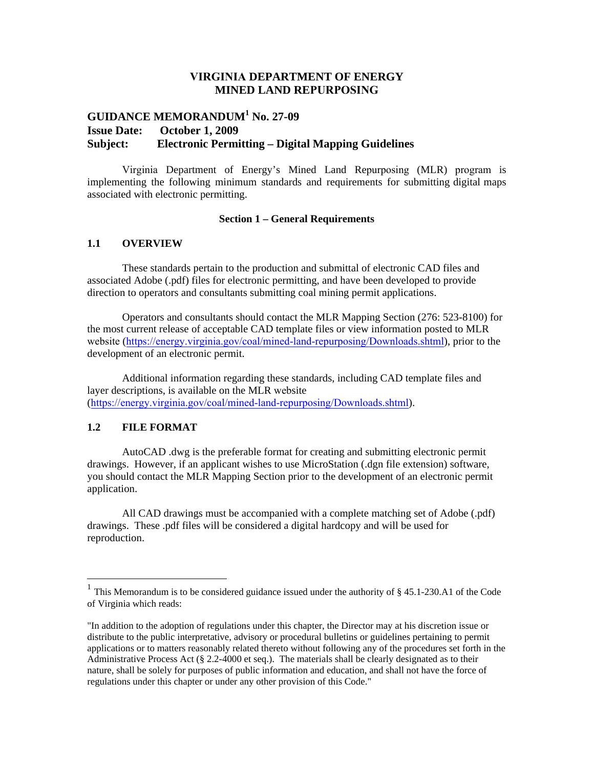# VIRGINIA DEPARTMENT OF ENERGY
# MINED LAND REPURPOSING

## GUIDANCE MEMORANDUM[1] No. 27-09
**Issue Date:** October 1, 2009
**Subject:** Electronic Permitting – Digital Mapping Guidelines

Virginia Department of Energy's Mined Land Repurposing (MLR) program is implementing the following minimum standards and requirements for submitting digital maps associated with electronic permitting.

### Section 1 – General Requirements

### 1.1 OVERVIEW

These standards pertain to the production and submittal of electronic CAD files and associated Adobe (.pdf) files for electronic permitting, and have been developed to provide direction to operators and consultants submitting coal mining permit applications.

Operators and consultants should contact the MLR Mapping Section (276: 523-8100) for the most current release of acceptable CAD template files or view information posted to MLR website (https://energy.virginia.gov/coal/mined-land-repurposing/Downloads.shtml), prior to the development of an electronic permit.

Additional information regarding these standards, including CAD template files and layer descriptions, is available on the MLR website (https://energy.virginia.gov/coal/mined-land-repurposing/Downloads.shtml).

### 1.2 FILE FORMAT

AutoCAD .dwg is the preferable format for creating and submitting electronic permit drawings. However, if an applicant wishes to use MicroStation (.dgn file extension) software, you should contact the MLR Mapping Section prior to the development of an electronic permit application.

All CAD drawings must be accompanied with a complete matching set of Adobe (.pdf) drawings. These .pdf files will be considered a digital hardcopy and will be used for reproduction.

---

[1] This Memorandum is to be considered guidance issued under the authority of § 45.1-230.A1 of the Code of Virginia which reads:

"In addition to the adoption of regulations under this chapter, the Director may at his discretion issue or distribute to the public interpretative, advisory or procedural bulletins or guidelines pertaining to permit applications or to matters reasonably related thereto without following any of the procedures set forth in the Administrative Process Act (§ 2.2-4000 et seq.). The materials shall be clearly designated as to their nature, shall be solely for purposes of public information and education, and shall not have the force of regulations under this chapter or under any other provision of this Code."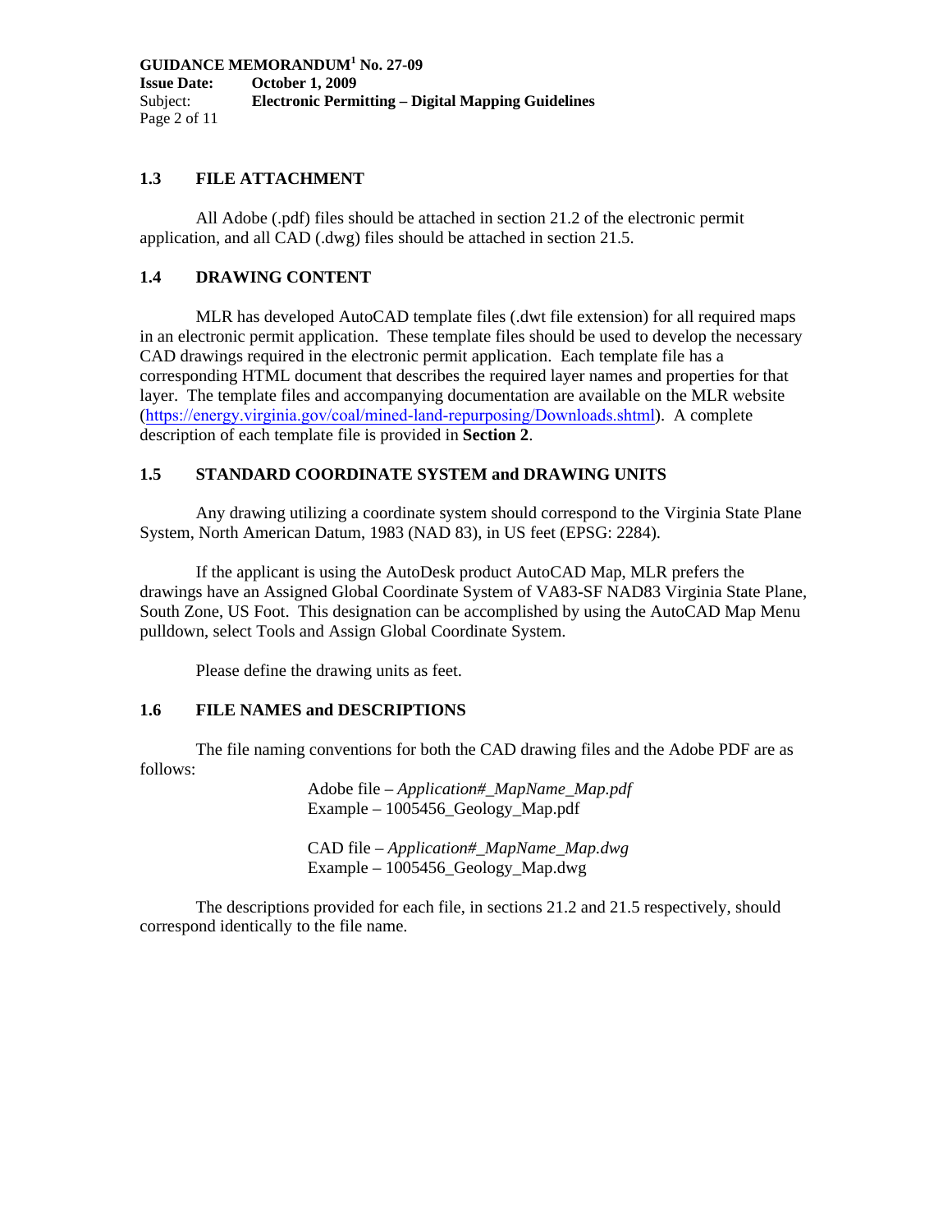## 1.3 FILE ATTACHMENT

All Adobe (.pdf) files should be attached in section 21.2 of the electronic permit application, and all CAD (.dwg) files should be attached in section 21.5.

## 1.4 DRAWING CONTENT

MLR has developed AutoCAD template files (.dwt file extension) for all required maps in an electronic permit application. These template files should be used to develop the necessary CAD drawings required in the electronic permit application. Each template file has a corresponding HTML document that describes the required layer names and properties for that layer. The template files and accompanying documentation are available on the MLR website (https://energy.virginia.gov/coal/mined-land-repurposing/Downloads.shtml). A complete description of each template file is provided in **Section 2**.

## 1.5 STANDARD COORDINATE SYSTEM and DRAWING UNITS

Any drawing utilizing a coordinate system should correspond to the Virginia State Plane System, North American Datum, 1983 (NAD 83), in US feet (EPSG: 2284).

If the applicant is using the AutoDesk product AutoCAD Map, MLR prefers the drawings have an Assigned Global Coordinate System of VA83-SF NAD83 Virginia State Plane, South Zone, US Foot. This designation can be accomplished by using the AutoCAD Map Menu pulldown, select Tools and Assign Global Coordinate System.

Please define the drawing units as feet.

## 1.6 FILE NAMES and DESCRIPTIONS

The file naming conventions for both the CAD drawing files and the Adobe PDF are as follows:

Adobe file – *Application#_MapName_Map.pdf*
Example – 1005456_Geology_Map.pdf

CAD file – *Application#_MapName_Map.dwg*
Example – 1005456_Geology_Map.dwg

The descriptions provided for each file, in sections 21.2 and 21.5 respectively, should correspond identically to the file name.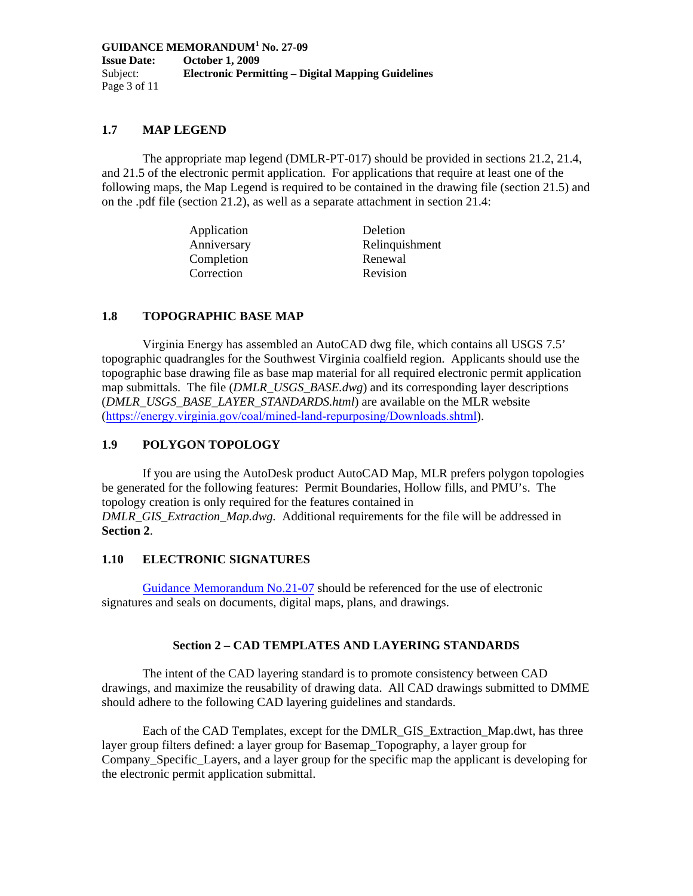## 1.7 MAP LEGEND

The appropriate map legend (DMLR-PT-017) should be provided in sections 21.2, 21.4, and 21.5 of the electronic permit application. For applications that require at least one of the following maps, the Map Legend is required to be contained in the drawing file (section 21.5) and on the .pdf file (section 21.2), as well as a separate attachment in section 21.4:

| | |
|---|---|
| Application | Deletion |
| Anniversary | Relinquishment |
| Completion | Renewal |
| Correction | Revision |

## 1.8 TOPOGRAPHIC BASE MAP

Virginia Energy has assembled an AutoCAD dwg file, which contains all USGS 7.5' topographic quadrangles for the Southwest Virginia coalfield region. Applicants should use the topographic base drawing file as base map material for all required electronic permit application map submittals. The file (*DMLR_USGS_BASE.dwg*) and its corresponding layer descriptions (*DMLR_USGS_BASE_LAYER_STANDARDS.html*) are available on the MLR website (https://energy.virginia.gov/coal/mined-land-repurposing/Downloads.shtml).

## 1.9 POLYGON TOPOLOGY

If you are using the AutoDesk product AutoCAD Map, MLR prefers polygon topologies be generated for the following features: Permit Boundaries, Hollow fills, and PMU's. The topology creation is only required for the features contained in *DMLR_GIS_Extraction_Map.dwg.* Additional requirements for the file will be addressed in **Section 2**.

## 1.10 ELECTRONIC SIGNATURES

Guidance Memorandum No.21-07 should be referenced for the use of electronic signatures and seals on documents, digital maps, plans, and drawings.

# Section 2 – CAD TEMPLATES AND LAYERING STANDARDS

The intent of the CAD layering standard is to promote consistency between CAD drawings, and maximize the reusability of drawing data. All CAD drawings submitted to DMME should adhere to the following CAD layering guidelines and standards.

Each of the CAD Templates, except for the DMLR_GIS_Extraction_Map.dwt, has three layer group filters defined: a layer group for Basemap_Topography, a layer group for Company_Specific_Layers, and a layer group for the specific map the applicant is developing for the electronic permit application submittal.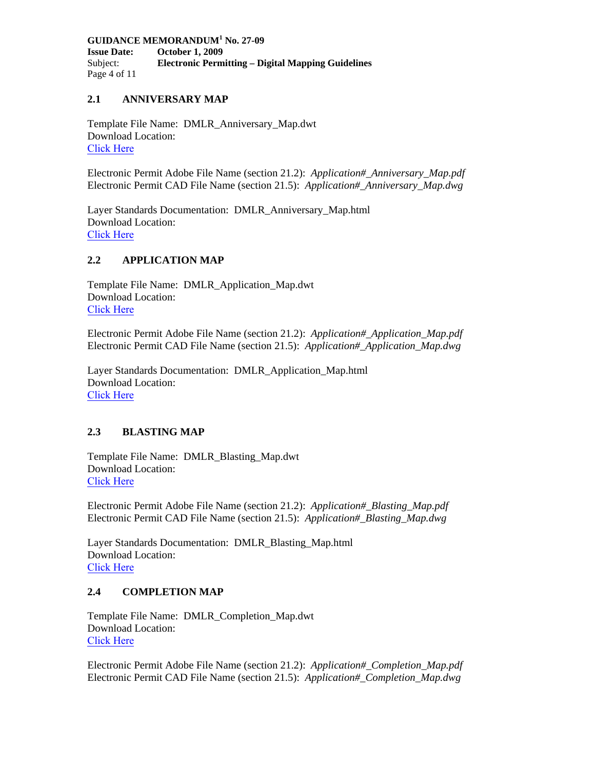## 2.1 ANNIVERSARY MAP

Template File Name: DMLR_Anniversary_Map.dwt
Download Location:
Click Here

Electronic Permit Adobe File Name (section 21.2): *Application#_Anniversary_Map.pdf*
Electronic Permit CAD File Name (section 21.5): *Application#_Anniversary_Map.dwg*

Layer Standards Documentation: DMLR_Anniversary_Map.html
Download Location:
Click Here

## 2.2 APPLICATION MAP

Template File Name: DMLR_Application_Map.dwt
Download Location:
Click Here

Electronic Permit Adobe File Name (section 21.2): *Application#_Application_Map.pdf*
Electronic Permit CAD File Name (section 21.5): *Application#_Application_Map.dwg*

Layer Standards Documentation: DMLR_Application_Map.html
Download Location:
Click Here

## 2.3 BLASTING MAP

Template File Name: DMLR_Blasting_Map.dwt
Download Location:
Click Here

Electronic Permit Adobe File Name (section 21.2): *Application#_Blasting_Map.pdf*
Electronic Permit CAD File Name (section 21.5): *Application#_Blasting_Map.dwg*

Layer Standards Documentation: DMLR_Blasting_Map.html
Download Location:
Click Here

## 2.4 COMPLETION MAP

Template File Name: DMLR_Completion_Map.dwt
Download Location:
Click Here

Electronic Permit Adobe File Name (section 21.2): *Application#_Completion_Map.pdf*
Electronic Permit CAD File Name (section 21.5): *Application#_Completion_Map.dwg*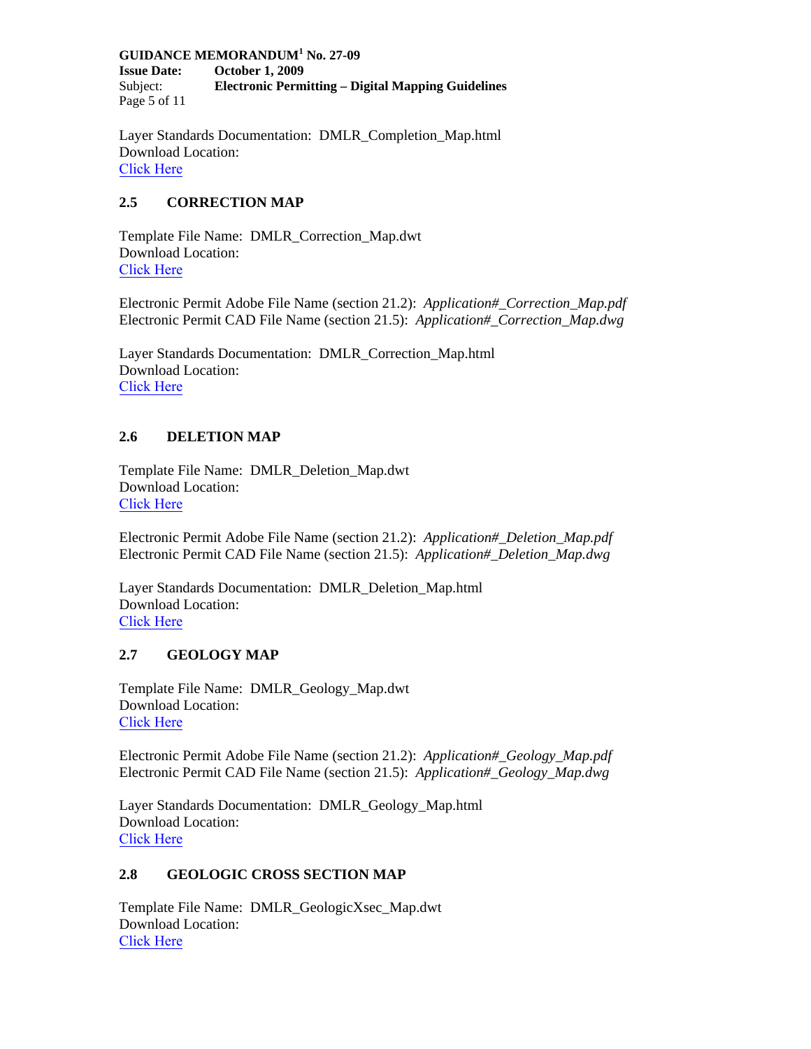Layer Standards Documentation:  DMLR_Completion_Map.html
Download Location:
Click Here

## 2.5 CORRECTION MAP

Template File Name:  DMLR_Correction_Map.dwt
Download Location:
Click Here

Electronic Permit Adobe File Name (section 21.2):  *Application#_Correction_Map.pdf*
Electronic Permit CAD File Name (section 21.5):  *Application#_Correction_Map.dwg*

Layer Standards Documentation:  DMLR_Correction_Map.html
Download Location:
Click Here

## 2.6 DELETION MAP

Template File Name:  DMLR_Deletion_Map.dwt
Download Location:
Click Here

Electronic Permit Adobe File Name (section 21.2):  *Application#_Deletion_Map.pdf*
Electronic Permit CAD File Name (section 21.5):  *Application#_Deletion_Map.dwg*

Layer Standards Documentation:  DMLR_Deletion_Map.html
Download Location:
Click Here

## 2.7 GEOLOGY MAP

Template File Name:  DMLR_Geology_Map.dwt
Download Location:
Click Here

Electronic Permit Adobe File Name (section 21.2):  *Application#_Geology_Map.pdf*
Electronic Permit CAD File Name (section 21.5):  *Application#_Geology_Map.dwg*

Layer Standards Documentation:  DMLR_Geology_Map.html
Download Location:
Click Here

## 2.8 GEOLOGIC CROSS SECTION MAP

Template File Name:  DMLR_GeologicXsec_Map.dwt
Download Location:
Click Here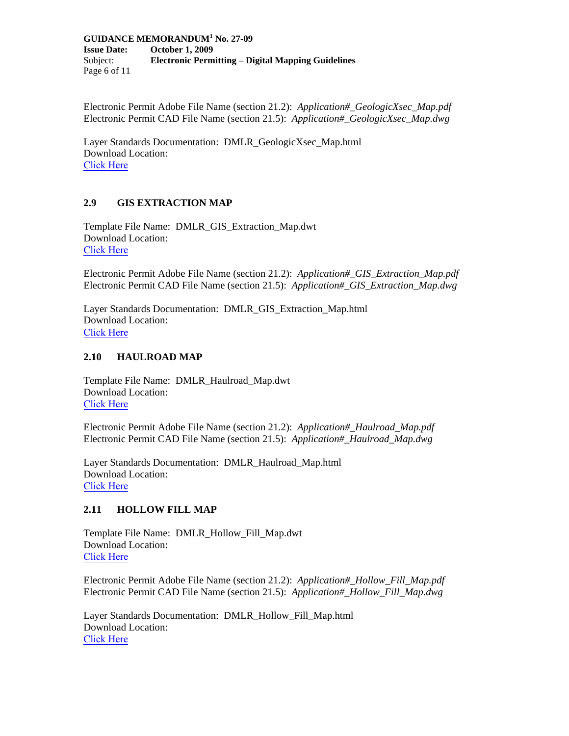Electronic Permit Adobe File Name (section 21.2): *Application#_GeologicXsec_Map.pdf*
Electronic Permit CAD File Name (section 21.5): *Application#_GeologicXsec_Map.dwg*

Layer Standards Documentation: DMLR_GeologicXsec_Map.html
Download Location:
Click Here

## 2.9 GIS EXTRACTION MAP

Template File Name: DMLR_GIS_Extraction_Map.dwt
Download Location:
Click Here

Electronic Permit Adobe File Name (section 21.2): *Application#_GIS_Extraction_Map.pdf*
Electronic Permit CAD File Name (section 21.5): *Application#_GIS_Extraction_Map.dwg*

Layer Standards Documentation: DMLR_GIS_Extraction_Map.html
Download Location:
Click Here

## 2.10 HAULROAD MAP

Template File Name: DMLR_Haulroad_Map.dwt
Download Location:
Click Here

Electronic Permit Adobe File Name (section 21.2): *Application#_Haulroad_Map.pdf*
Electronic Permit CAD File Name (section 21.5): *Application#_Haulroad_Map.dwg*

Layer Standards Documentation: DMLR_Haulroad_Map.html
Download Location:
Click Here

## 2.11 HOLLOW FILL MAP

Template File Name: DMLR_Hollow_Fill_Map.dwt
Download Location:
Click Here

Electronic Permit Adobe File Name (section 21.2): *Application#_Hollow_Fill_Map.pdf*
Electronic Permit CAD File Name (section 21.5): *Application#_Hollow_Fill_Map.dwg*

Layer Standards Documentation: DMLR_Hollow_Fill_Map.html
Download Location:
Click Here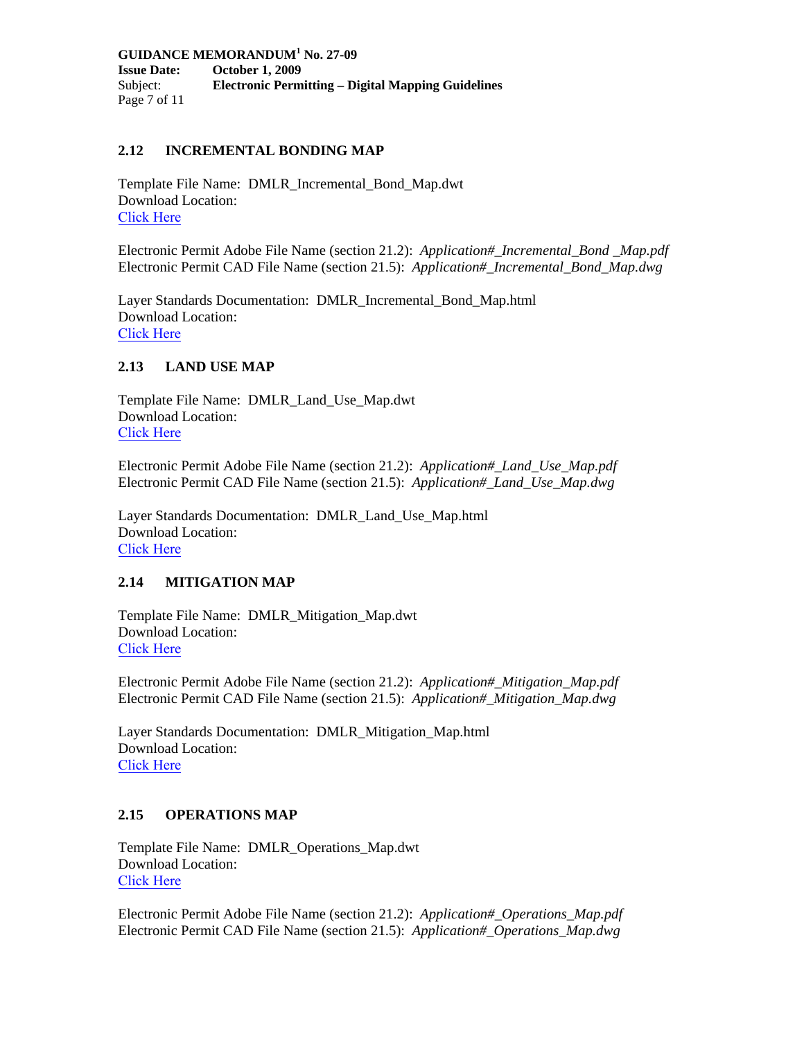## 2.12 INCREMENTAL BONDING MAP

Template File Name: DMLR_Incremental_Bond_Map.dwt
Download Location:
Click Here

Electronic Permit Adobe File Name (section 21.2): *Application#_Incremental_Bond _Map.pdf*
Electronic Permit CAD File Name (section 21.5): *Application#_Incremental_Bond_Map.dwg*

Layer Standards Documentation: DMLR_Incremental_Bond_Map.html
Download Location:
Click Here

## 2.13 LAND USE MAP

Template File Name: DMLR_Land_Use_Map.dwt
Download Location:
Click Here

Electronic Permit Adobe File Name (section 21.2): *Application#_Land_Use_Map.pdf*
Electronic Permit CAD File Name (section 21.5): *Application#_Land_Use_Map.dwg*

Layer Standards Documentation: DMLR_Land_Use_Map.html
Download Location:
Click Here

## 2.14 MITIGATION MAP

Template File Name: DMLR_Mitigation_Map.dwt
Download Location:
Click Here

Electronic Permit Adobe File Name (section 21.2): *Application#_Mitigation_Map.pdf*
Electronic Permit CAD File Name (section 21.5): *Application#_Mitigation_Map.dwg*

Layer Standards Documentation: DMLR_Mitigation_Map.html
Download Location:
Click Here

## 2.15 OPERATIONS MAP

Template File Name: DMLR_Operations_Map.dwt
Download Location:
Click Here

Electronic Permit Adobe File Name (section 21.2): *Application#_Operations_Map.pdf*
Electronic Permit CAD File Name (section 21.5): *Application#_Operations_Map.dwg*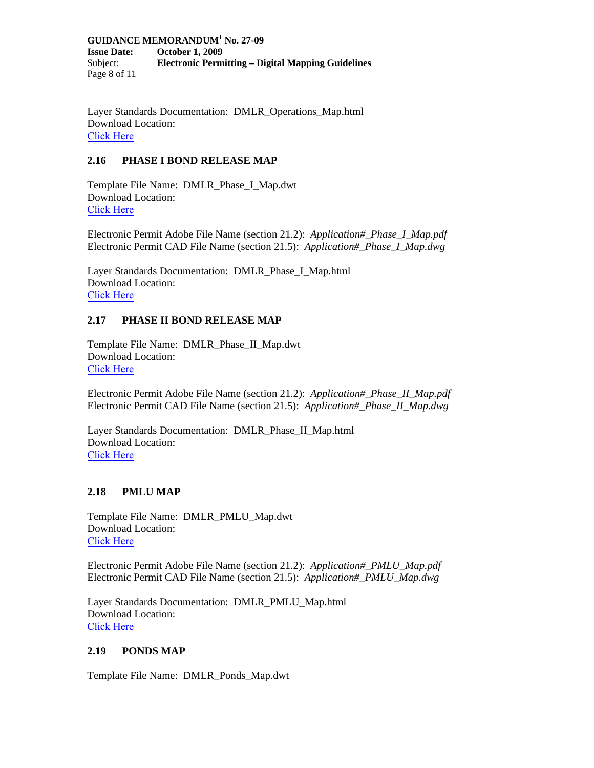Layer Standards Documentation: DMLR_Operations_Map.html
Download Location:
Click Here

### 2.16 PHASE I BOND RELEASE MAP

Template File Name: DMLR_Phase_I_Map.dwt
Download Location:
Click Here

Electronic Permit Adobe File Name (section 21.2): *Application#_Phase_I_Map.pdf*
Electronic Permit CAD File Name (section 21.5): *Application#_Phase_I_Map.dwg*

Layer Standards Documentation: DMLR_Phase_I_Map.html
Download Location:
Click Here

### 2.17 PHASE II BOND RELEASE MAP

Template File Name: DMLR_Phase_II_Map.dwt
Download Location:
Click Here

Electronic Permit Adobe File Name (section 21.2): *Application#_Phase_II_Map.pdf*
Electronic Permit CAD File Name (section 21.5): *Application#_Phase_II_Map.dwg*

Layer Standards Documentation: DMLR_Phase_II_Map.html
Download Location:
Click Here

### 2.18 PMLU MAP

Template File Name: DMLR_PMLU_Map.dwt
Download Location:
Click Here

Electronic Permit Adobe File Name (section 21.2): *Application#_PMLU_Map.pdf*
Electronic Permit CAD File Name (section 21.5): *Application#_PMLU_Map.dwg*

Layer Standards Documentation: DMLR_PMLU_Map.html
Download Location:
Click Here

### 2.19 PONDS MAP

Template File Name: DMLR_Ponds_Map.dwt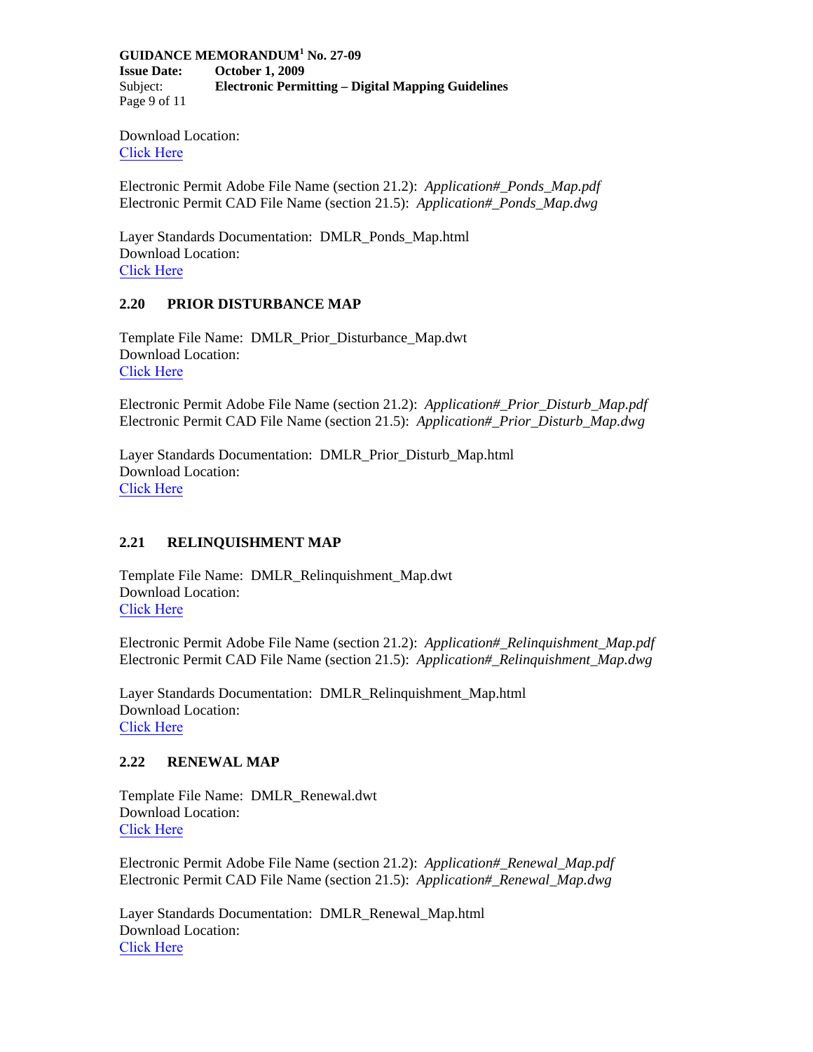Download Location:
Click Here

Electronic Permit Adobe File Name (section 21.2): *Application#_Ponds_Map.pdf*
Electronic Permit CAD File Name (section 21.5): *Application#_Ponds_Map.dwg*

Layer Standards Documentation: DMLR_Ponds_Map.html
Download Location:
Click Here

## 2.20 PRIOR DISTURBANCE MAP

Template File Name: DMLR_Prior_Disturbance_Map.dwt
Download Location:
Click Here

Electronic Permit Adobe File Name (section 21.2): *Application#_Prior_Disturb_Map.pdf*
Electronic Permit CAD File Name (section 21.5): *Application#_Prior_Disturb_Map.dwg*

Layer Standards Documentation: DMLR_Prior_Disturb_Map.html
Download Location:
Click Here

## 2.21 RELINQUISHMENT MAP

Template File Name: DMLR_Relinquishment_Map.dwt
Download Location:
Click Here

Electronic Permit Adobe File Name (section 21.2): *Application#_Relinquishment_Map.pdf*
Electronic Permit CAD File Name (section 21.5): *Application#_Relinquishment_Map.dwg*

Layer Standards Documentation: DMLR_Relinquishment_Map.html
Download Location:
Click Here

## 2.22 RENEWAL MAP

Template File Name: DMLR_Renewal.dwt
Download Location:
Click Here

Electronic Permit Adobe File Name (section 21.2): *Application#_Renewal_Map.pdf*
Electronic Permit CAD File Name (section 21.5): *Application#_Renewal_Map.dwg*

Layer Standards Documentation: DMLR_Renewal_Map.html
Download Location:
Click Here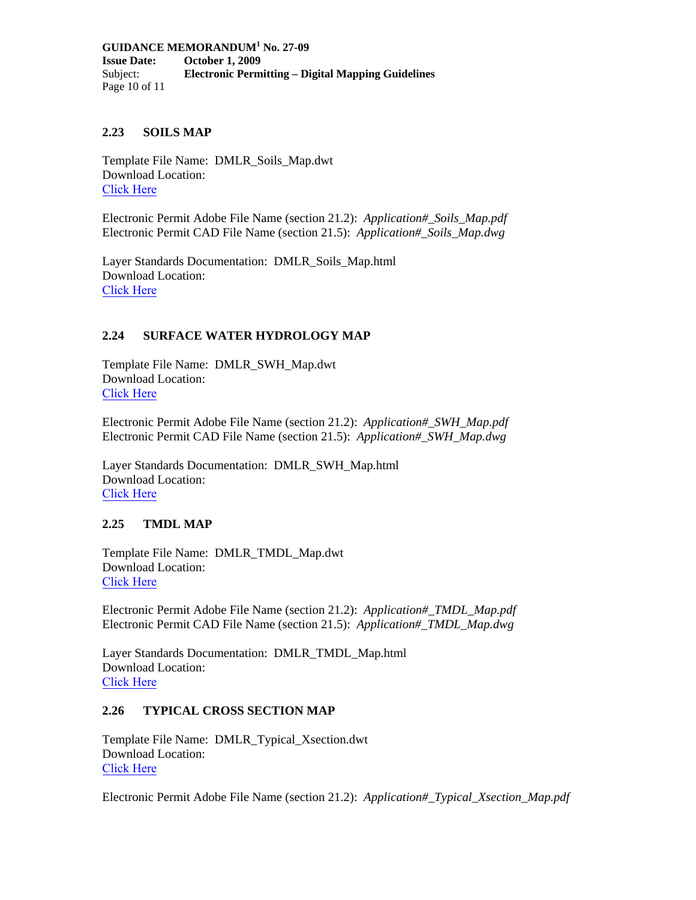## 2.23 SOILS MAP

Template File Name: DMLR_Soils_Map.dwt
Download Location:
Click Here

Electronic Permit Adobe File Name (section 21.2): *Application#_Soils_Map.pdf*
Electronic Permit CAD File Name (section 21.5): *Application#_Soils_Map.dwg*

Layer Standards Documentation: DMLR_Soils_Map.html
Download Location:
Click Here

## 2.24 SURFACE WATER HYDROLOGY MAP

Template File Name: DMLR_SWH_Map.dwt
Download Location:
Click Here

Electronic Permit Adobe File Name (section 21.2): *Application#_SWH_Map.pdf*
Electronic Permit CAD File Name (section 21.5): *Application#_SWH_Map.dwg*

Layer Standards Documentation: DMLR_SWH_Map.html
Download Location:
Click Here

## 2.25 TMDL MAP

Template File Name: DMLR_TMDL_Map.dwt
Download Location:
Click Here

Electronic Permit Adobe File Name (section 21.2): *Application#_TMDL_Map.pdf*
Electronic Permit CAD File Name (section 21.5): *Application#_TMDL_Map.dwg*

Layer Standards Documentation: DMLR_TMDL_Map.html
Download Location:
Click Here

## 2.26 TYPICAL CROSS SECTION MAP

Template File Name: DMLR_Typical_Xsection.dwt
Download Location:
Click Here

Electronic Permit Adobe File Name (section 21.2): *Application#_Typical_Xsection_Map.pdf*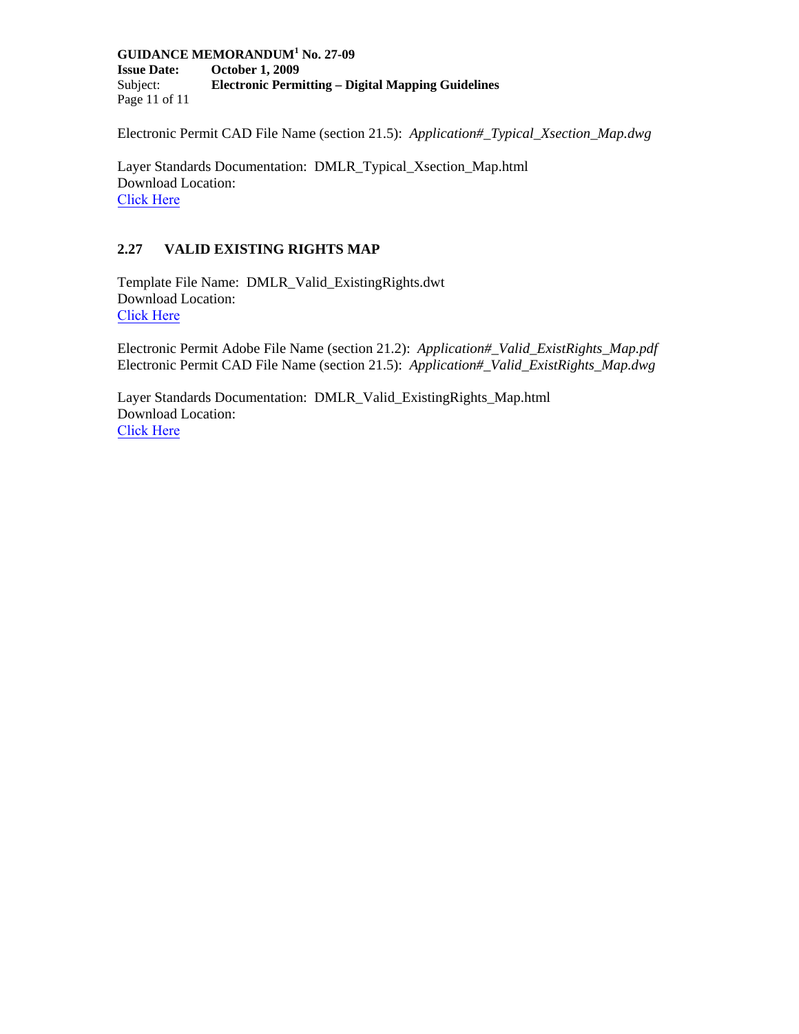Electronic Permit CAD File Name (section 21.5): *Application#_Typical_Xsection_Map.dwg*

Layer Standards Documentation: DMLR_Typical_Xsection_Map.html
Download Location:
Click Here

## 2.27 VALID EXISTING RIGHTS MAP

Template File Name: DMLR_Valid_ExistingRights.dwt
Download Location:
Click Here

Electronic Permit Adobe File Name (section 21.2): *Application#_Valid_ExistRights_Map.pdf*
Electronic Permit CAD File Name (section 21.5): *Application#_Valid_ExistRights_Map.dwg*

Layer Standards Documentation: DMLR_Valid_ExistingRights_Map.html
Download Location:
Click Here